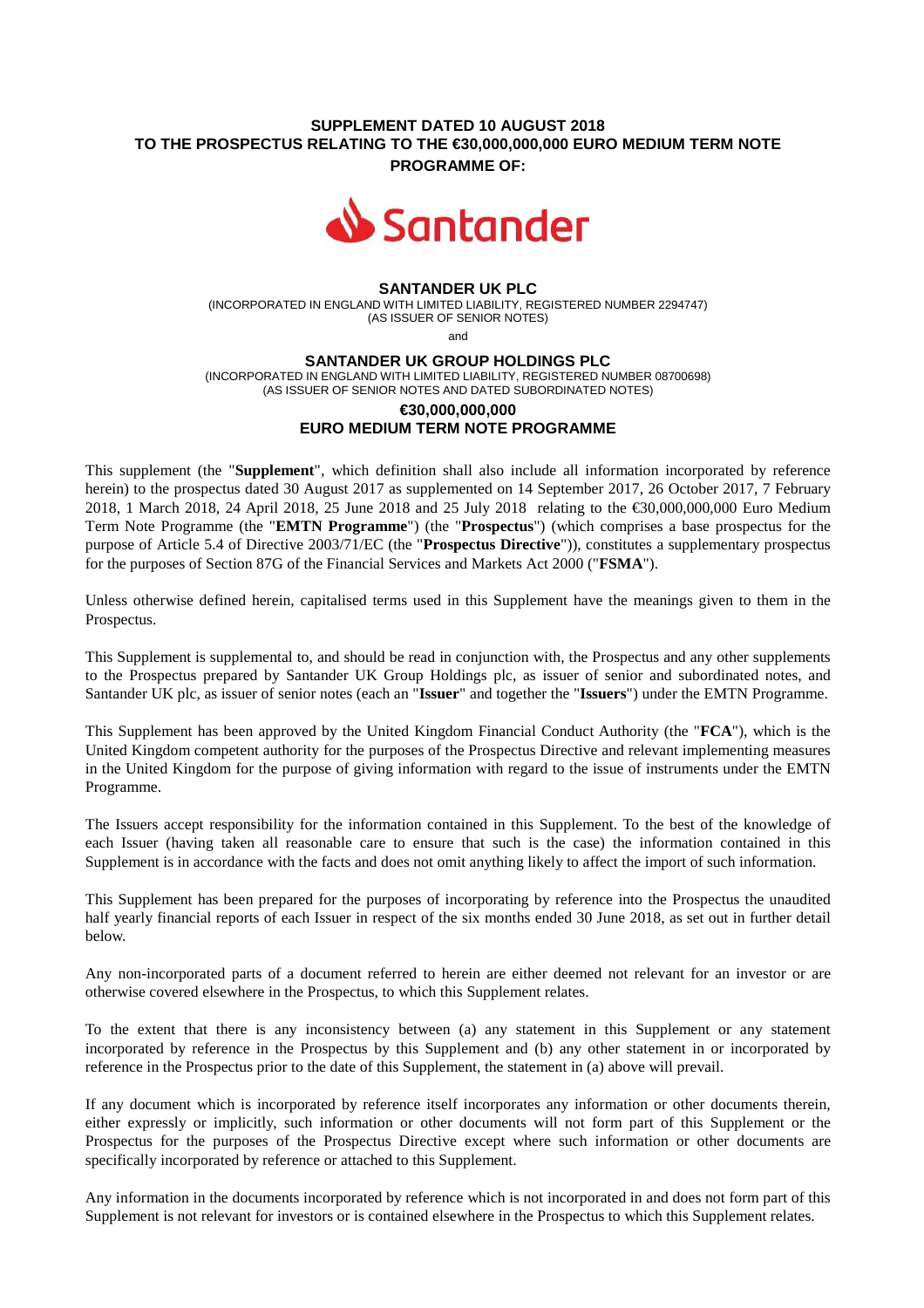**SUPPLEMENT DATED 10 AUGUST 2018**
**TO THE PROSPECTUS RELATING TO THE €30,000,000,000 EURO MEDIUM TERM NOTE PROGRAMME OF:**

Santander

**SANTANDER UK PLC**

(INCORPORATED IN ENGLAND WITH LIMITED LIABILITY, REGISTERED NUMBER 2294747)
(AS ISSUER OF SENIOR NOTES)

and

**SANTANDER UK GROUP HOLDINGS PLC**

(INCORPORATED IN ENGLAND WITH LIMITED LIABILITY, REGISTERED NUMBER 08700698)
(AS ISSUER OF SENIOR NOTES AND DATED SUBORDINATED NOTES)

**€30,000,000,000**
**EURO MEDIUM TERM NOTE PROGRAMME**

This supplement (the "**Supplement**", which definition shall also include all information incorporated by reference herein) to the prospectus dated 30 August 2017 as supplemented on 14 September 2017, 26 October 2017, 7 February 2018, 1 March 2018, 24 April 2018, 25 June 2018 and 25 July 2018 relating to the €30,000,000,000 Euro Medium Term Note Programme (the "**EMTN Programme**") (the "**Prospectus**") (which comprises a base prospectus for the purpose of Article 5.4 of Directive 2003/71/EC (the "**Prospectus Directive**")), constitutes a supplementary prospectus for the purposes of Section 87G of the Financial Services and Markets Act 2000 ("**FSMA**").

Unless otherwise defined herein, capitalised terms used in this Supplement have the meanings given to them in the Prospectus.

This Supplement is supplemental to, and should be read in conjunction with, the Prospectus and any other supplements to the Prospectus prepared by Santander UK Group Holdings plc, as issuer of senior and subordinated notes, and Santander UK plc, as issuer of senior notes (each an "**Issuer**" and together the "**Issuers**") under the EMTN Programme.

This Supplement has been approved by the United Kingdom Financial Conduct Authority (the "**FCA**"), which is the United Kingdom competent authority for the purposes of the Prospectus Directive and relevant implementing measures in the United Kingdom for the purpose of giving information with regard to the issue of instruments under the EMTN Programme.

The Issuers accept responsibility for the information contained in this Supplement. To the best of the knowledge of each Issuer (having taken all reasonable care to ensure that such is the case) the information contained in this Supplement is in accordance with the facts and does not omit anything likely to affect the import of such information.

This Supplement has been prepared for the purposes of incorporating by reference into the Prospectus the unaudited half yearly financial reports of each Issuer in respect of the six months ended 30 June 2018, as set out in further detail below.

Any non-incorporated parts of a document referred to herein are either deemed not relevant for an investor or are otherwise covered elsewhere in the Prospectus, to which this Supplement relates.

To the extent that there is any inconsistency between (a) any statement in this Supplement or any statement incorporated by reference in the Prospectus by this Supplement and (b) any other statement in or incorporated by reference in the Prospectus prior to the date of this Supplement, the statement in (a) above will prevail.

If any document which is incorporated by reference itself incorporates any information or other documents therein, either expressly or implicitly, such information or other documents will not form part of this Supplement or the Prospectus for the purposes of the Prospectus Directive except where such information or other documents are specifically incorporated by reference or attached to this Supplement.

Any information in the documents incorporated by reference which is not incorporated in and does not form part of this Supplement is not relevant for investors or is contained elsewhere in the Prospectus to which this Supplement relates.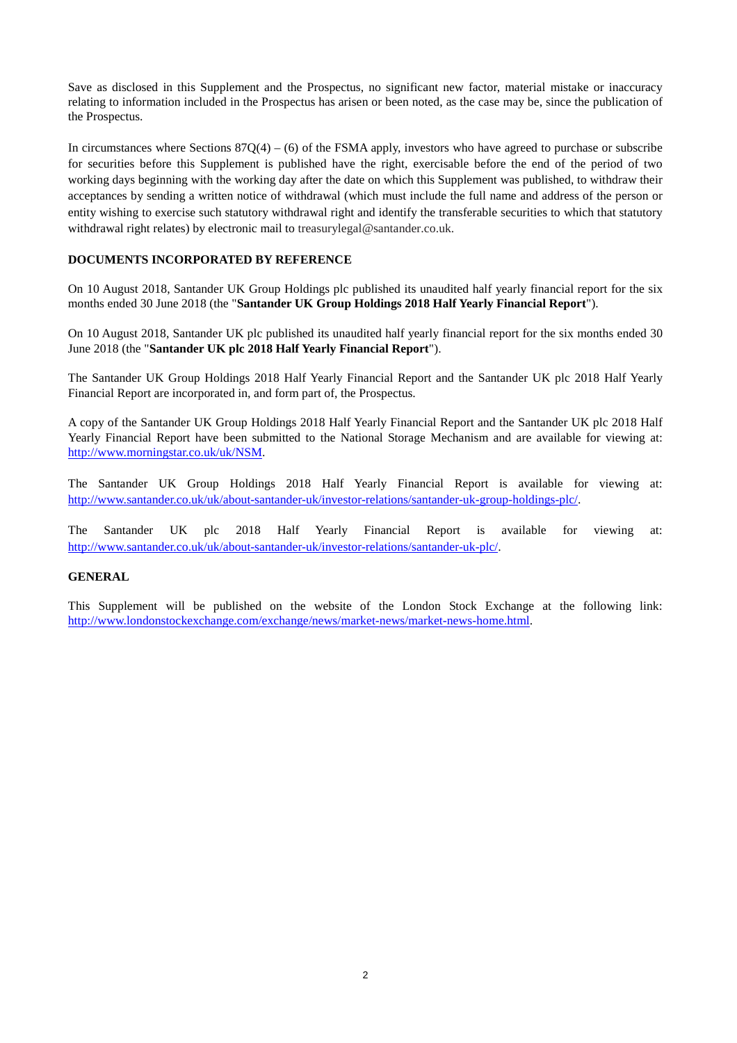Save as disclosed in this Supplement and the Prospectus, no significant new factor, material mistake or inaccuracy relating to information included in the Prospectus has arisen or been noted, as the case may be, since the publication of the Prospectus.

In circumstances where Sections 87Q(4) – (6) of the FSMA apply, investors who have agreed to purchase or subscribe for securities before this Supplement is published have the right, exercisable before the end of the period of two working days beginning with the working day after the date on which this Supplement was published, to withdraw their acceptances by sending a written notice of withdrawal (which must include the full name and address of the person or entity wishing to exercise such statutory withdrawal right and identify the transferable securities to which that statutory withdrawal right relates) by electronic mail to treasurylegal@santander.co.uk.

**DOCUMENTS INCORPORATED BY REFERENCE**

On 10 August 2018, Santander UK Group Holdings plc published its unaudited half yearly financial report for the six months ended 30 June 2018 (the "**Santander UK Group Holdings 2018 Half Yearly Financial Report**").

On 10 August 2018, Santander UK plc published its unaudited half yearly financial report for the six months ended 30 June 2018 (the "**Santander UK plc 2018 Half Yearly Financial Report**").

The Santander UK Group Holdings 2018 Half Yearly Financial Report and the Santander UK plc 2018 Half Yearly Financial Report are incorporated in, and form part of, the Prospectus.

A copy of the Santander UK Group Holdings 2018 Half Yearly Financial Report and the Santander UK plc 2018 Half Yearly Financial Report have been submitted to the National Storage Mechanism and are available for viewing at: http://www.morningstar.co.uk/uk/NSM.

The Santander UK Group Holdings 2018 Half Yearly Financial Report is available for viewing at: http://www.santander.co.uk/uk/about-santander-uk/investor-relations/santander-uk-group-holdings-plc/.

The Santander UK plc 2018 Half Yearly Financial Report is available for viewing at: http://www.santander.co.uk/uk/about-santander-uk/investor-relations/santander-uk-plc/.

**GENERAL**

This Supplement will be published on the website of the London Stock Exchange at the following link: http://www.londonstockexchange.com/exchange/news/market-news/market-news-home.html.